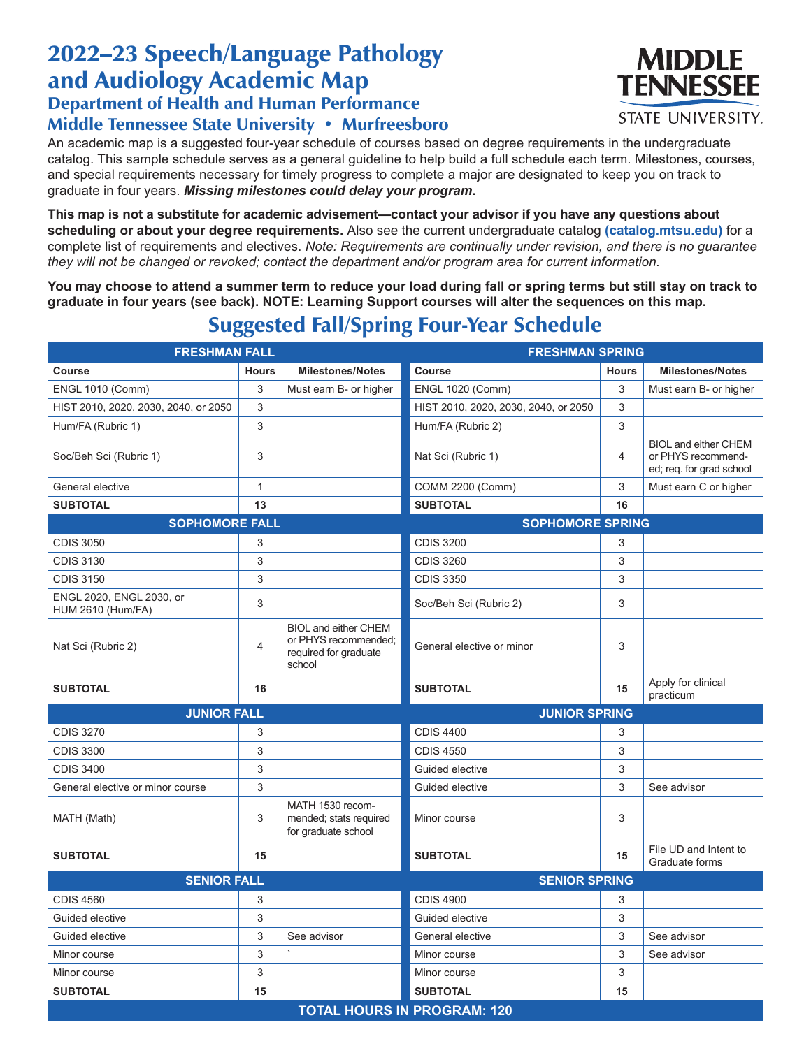# 2022–23 Speech/Language Pathology and Audiology Academic Map

## Department of Health and Human Performance

## Middle Tennessee State University • Murfreesboro

An academic map is a suggested four-year schedule of courses based on degree requirements in the undergraduate catalog. This sample schedule serves as a general guideline to help build a full schedule each term. Milestones, courses, and special requirements necessary for timely progress to complete a major are designated to keep you on track to graduate in four years. ***Missing milestones could delay your program.***

**This map is not a substitute for academic advisement—contact your advisor if you have any questions about scheduling or about your degree requirements.** Also see the current undergraduate catalog **(catalog.mtsu.edu)** for a complete list of requirements and electives. *Note: Requirements are continually under revision, and there is no guarantee they will not be changed or revoked; contact the department and/or program area for current information.*

**You may choose to attend a summer term to reduce your load during fall or spring terms but still stay on track to graduate in four years (see back). NOTE: Learning Support courses will alter the sequences on this map.**

## Suggested Fall/Spring Four-Year Schedule

| FRESHMAN FALL | | | FRESHMAN SPRING | | |
|---|---|---|---|---|---|
| **Course** | **Hours** | **Milestones/Notes** | **Course** | **Hours** | **Milestones/Notes** |
| ENGL 1010 (Comm) | 3 | Must earn B- or higher | ENGL 1020 (Comm) | 3 | Must earn B- or higher |
| HIST 2010, 2020, 2030, 2040, or 2050 | 3 | | HIST 2010, 2020, 2030, 2040, or 2050 | 3 | |
| Hum/FA (Rubric 1) | 3 | | Hum/FA (Rubric 2) | 3 | |
| Soc/Beh Sci (Rubric 1) | 3 | | Nat Sci (Rubric 1) | 4 | BIOL and either CHEM or PHYS recommended; req. for grad school |
| General elective | 1 | | COMM 2200 (Comm) | 3 | Must earn C or higher |
| **SUBTOTAL** | **13** | | **SUBTOTAL** | **16** | |
| **SOPHOMORE FALL** | | | **SOPHOMORE SPRING** | | |
| CDIS 3050 | 3 | | CDIS 3200 | 3 | |
| CDIS 3130 | 3 | | CDIS 3260 | 3 | |
| CDIS 3150 | 3 | | CDIS 3350 | 3 | |
| ENGL 2020, ENGL 2030, or HUM 2610 (Hum/FA) | 3 | | Soc/Beh Sci (Rubric 2) | 3 | |
| Nat Sci (Rubric 2) | 4 | BIOL and either CHEM or PHYS recommended; required for graduate school | General elective or minor | 3 | |
| **SUBTOTAL** | **16** | | **SUBTOTAL** | **15** | Apply for clinical practicum |
| **JUNIOR FALL** | | | **JUNIOR SPRING** | | |
| CDIS 3270 | 3 | | CDIS 4400 | 3 | |
| CDIS 3300 | 3 | | CDIS 4550 | 3 | |
| CDIS 3400 | 3 | | Guided elective | 3 | |
| General elective or minor course | 3 | | Guided elective | 3 | See advisor |
| MATH (Math) | 3 | MATH 1530 recommended; stats required for graduate school | Minor course | 3 | |
| **SUBTOTAL** | **15** | | **SUBTOTAL** | **15** | File UD and Intent to Graduate forms |
| **SENIOR FALL** | | | **SENIOR SPRING** | | |
| CDIS 4560 | 3 | | CDIS 4900 | 3 | |
| Guided elective | 3 | | Guided elective | 3 | |
| Guided elective | 3 | See advisor | General elective | 3 | See advisor |
| Minor course | 3 | ` | Minor course | 3 | See advisor |
| Minor course | 3 | | Minor course | 3 | |
| **SUBTOTAL** | **15** | | **SUBTOTAL** | **15** | |
| **TOTAL HOURS IN PROGRAM: 120** | | | | | |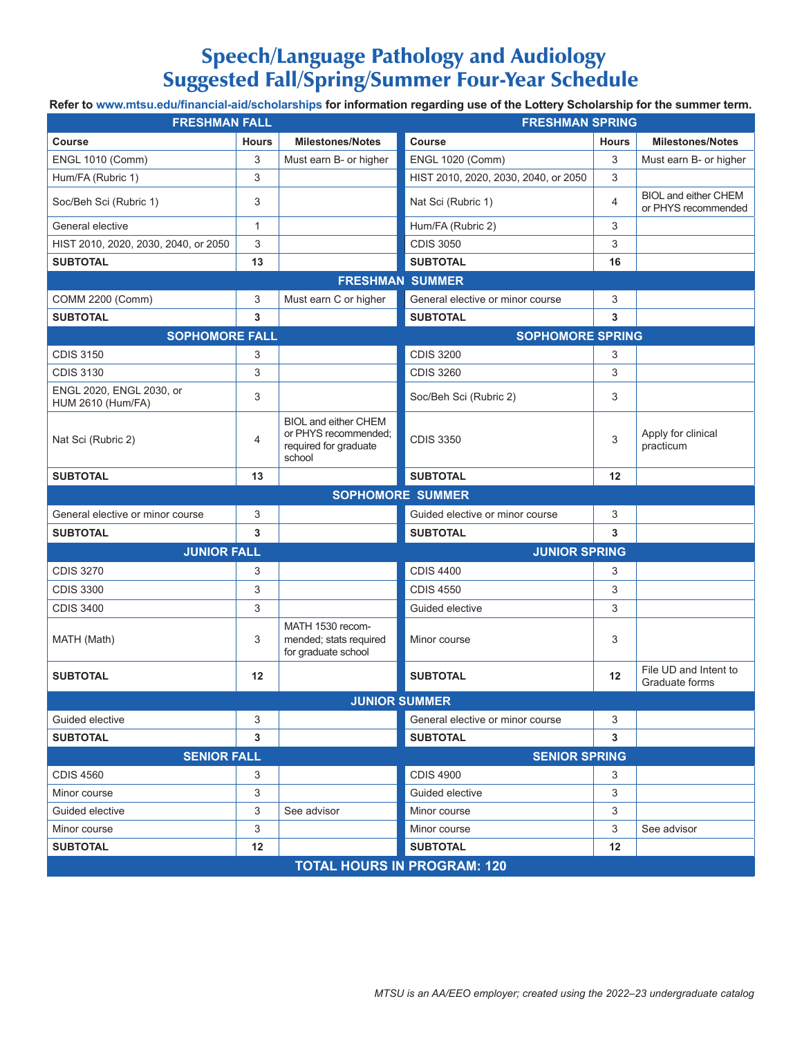# Speech/Language Pathology and Audiology Suggested Fall/Spring/Summer Four-Year Schedule

**Refer to www.mtsu.edu/financial-aid/scholarships for information regarding use of the Lottery Scholarship for the summer term.**

| FRESHMAN FALL | | | FRESHMAN SPRING | | |
|---|---|---|---|---|---|
| **Course** | **Hours** | **Milestones/Notes** | **Course** | **Hours** | **Milestones/Notes** |
| ENGL 1010 (Comm) | 3 | Must earn B- or higher | ENGL 1020 (Comm) | 3 | Must earn B- or higher |
| Hum/FA (Rubric 1) | 3 | | HIST 2010, 2020, 2030, 2040, or 2050 | 3 | |
| Soc/Beh Sci (Rubric 1) | 3 | | Nat Sci (Rubric 1) | 4 | BIOL and either CHEM or PHYS recommended |
| General elective | 1 | | Hum/FA (Rubric 2) | 3 | |
| HIST 2010, 2020, 2030, 2040, or 2050 | 3 | | CDIS 3050 | 3 | |
| **SUBTOTAL** | **13** | | **SUBTOTAL** | **16** | |
| **FRESHMAN SUMMER** | | | | | |
| COMM 2200 (Comm) | 3 | Must earn C or higher | General elective or minor course | 3 | |
| **SUBTOTAL** | **3** | | **SUBTOTAL** | **3** | |
| **SOPHOMORE FALL** | | | **SOPHOMORE SPRING** | | |
| CDIS 3150 | 3 | | CDIS 3200 | 3 | |
| CDIS 3130 | 3 | | CDIS 3260 | 3 | |
| ENGL 2020, ENGL 2030, or HUM 2610 (Hum/FA) | 3 | | Soc/Beh Sci (Rubric 2) | 3 | |
| Nat Sci (Rubric 2) | 4 | BIOL and either CHEM or PHYS recommended; required for graduate school | CDIS 3350 | 3 | Apply for clinical practicum |
| **SUBTOTAL** | **13** | | **SUBTOTAL** | **12** | |
| **SOPHOMORE SUMMER** | | | | | |
| General elective or minor course | 3 | | Guided elective or minor course | 3 | |
| **SUBTOTAL** | **3** | | **SUBTOTAL** | **3** | |
| **JUNIOR FALL** | | | **JUNIOR SPRING** | | |
| CDIS 3270 | 3 | | CDIS 4400 | 3 | |
| CDIS 3300 | 3 | | CDIS 4550 | 3 | |
| CDIS 3400 | 3 | | Guided elective | 3 | |
| MATH (Math) | 3 | MATH 1530 recommended; stats required for graduate school | Minor course | 3 | |
| **SUBTOTAL** | **12** | | **SUBTOTAL** | **12** | File UD and Intent to Graduate forms |
| **JUNIOR SUMMER** | | | | | |
| Guided elective | 3 | | General elective or minor course | 3 | |
| **SUBTOTAL** | **3** | | **SUBTOTAL** | **3** | |
| **SENIOR FALL** | | | **SENIOR SPRING** | | |
| CDIS 4560 | 3 | | CDIS 4900 | 3 | |
| Minor course | 3 | | Guided elective | 3 | |
| Guided elective | 3 | See advisor | Minor course | 3 | |
| Minor course | 3 | | Minor course | 3 | See advisor |
| **SUBTOTAL** | **12** | | **SUBTOTAL** | **12** | |
| **TOTAL HOURS IN PROGRAM: 120** | | | | | |

*MTSU is an AA/EEO employer; created using the 2022–23 undergraduate catalog*